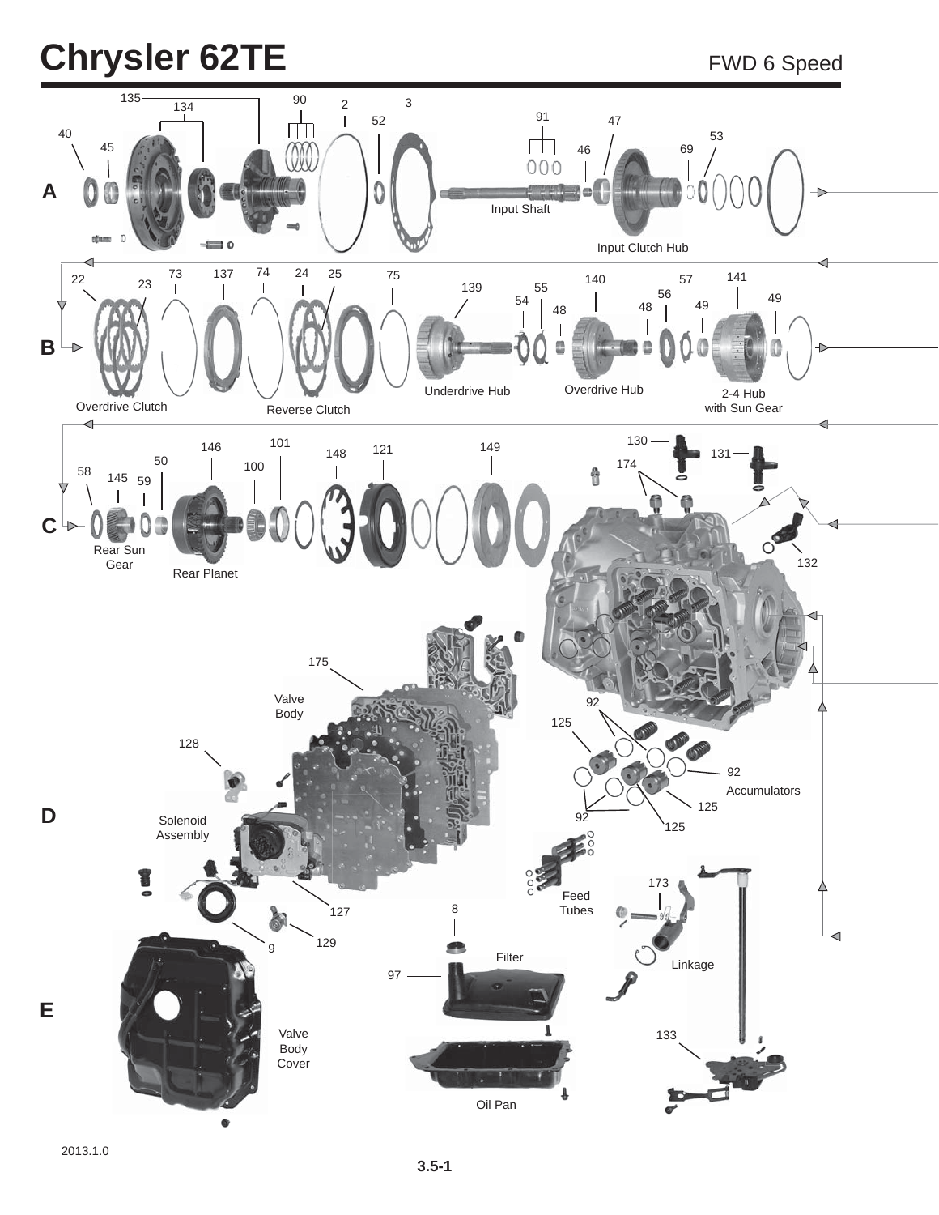# Chrysler 62TE

FWD 6 Speed

A

135 134 90 2 3 52 91 47 40 45 46 69 53

Input Shaft

Input Clutch Hub

B

22 23 73 137 74 24 25 75 139 55 54 48 140 57 56 48 49 141 49

Overdrive Clutch

Reverse Clutch

Underdrive Hub

Overdrive Hub

2-4 Hub with Sun Gear

C

146 101 148 121 149 130 131 174 50 100 58 145 59

Rear Sun Gear

Rear Planet

132

D

175

Valve Body

92

125

128

92

Accumulators

125

92

125

Solenoid Assembly

127

9

129

8

Feed Tubes

173

Linkage

E

97

Filter

Valve Body Cover

Oil Pan

133

2013.1.0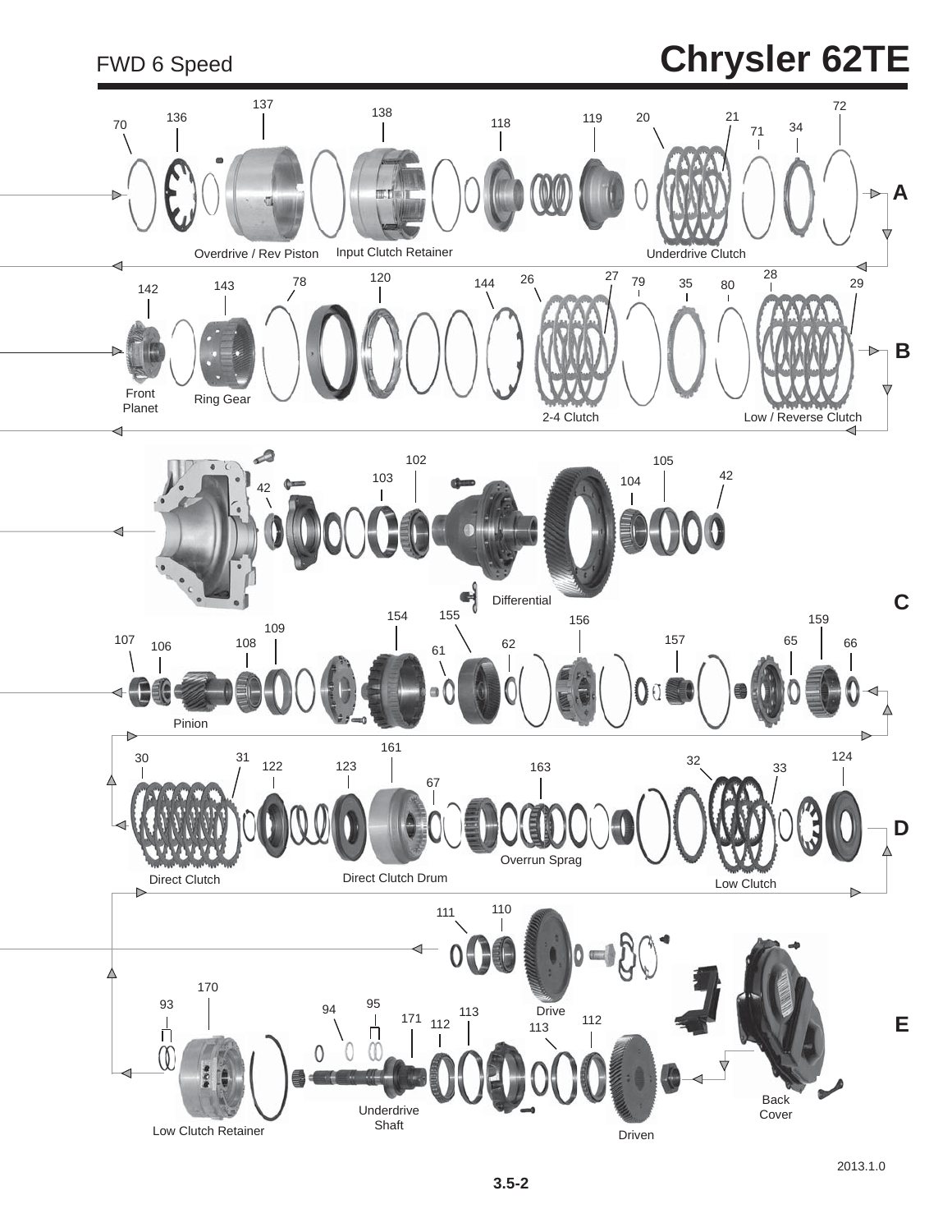# Chrysler 62TE

FWD 6 Speed

**A**

70, 136, 137, 138, 118, 119, 20, 21, 71, 34, 72

Overdrive / Rev Piston — Input Clutch Retainer — Underdrive Clutch

**B**

142, 143, 78, 120, 144, 26, 27, 79, 35, 80, 28, 29

Front Planet — Ring Gear — 2-4 Clutch — Low / Reverse Clutch

**C**

42, 103, 102, 104, 105, 42

Differential

107, 106, 108, 109, 154, 155, 61, 62, 156, 157, 65, 159, 66

Pinion

**D**

30, 31, 122, 123, 161, 67, 163, 32, 33, 124

Direct Clutch — Direct Clutch Drum — Overrun Sprag — Low Clutch

**E**

111, 110

Drive

93, 170, 94, 95, 171, 112, 113, 113, 112

Low Clutch Retainer — Underdrive Shaft — Driven — Back Cover

2013.1.0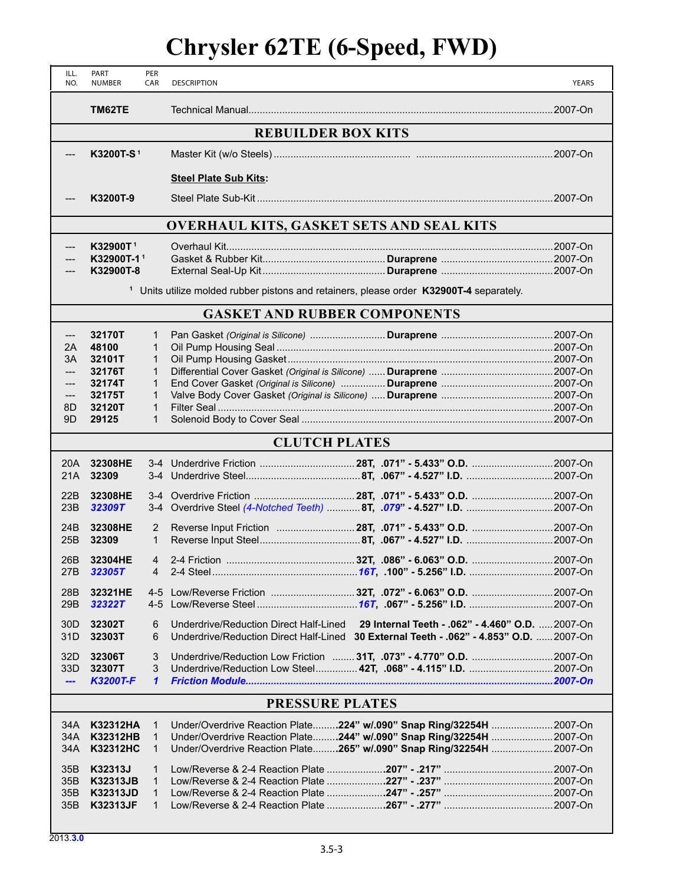# Chrysler 62TE (6-Speed, FWD)

| ILL. NO. | PART NUMBER | PER CAR | DESCRIPTION | | YEARS |
|---|---|---|---|---|---|
| | **TM62TE** | | Technical Manual | | 2007-On |
| | | | **REBUILDER BOX KITS** | | |
| --- | **K3200T-S** [1] | | Master Kit (w/o Steels) | | 2007-On |
| | | | **Steel Plate Sub Kits:** | | |
| --- | **K3200T-9** | | Steel Plate Sub-Kit | | 2007-On |
| | | | **OVERHAUL KITS, GASKET SETS AND SEAL KITS** | | |
| --- | **K32900T** [1] | | Overhaul Kit | | 2007-On |
| --- | **K32900T-1** [1] | | Gasket & Rubber Kit | **Duraprene** | 2007-On |
| --- | **K32900T-8** | | External Seal-Up Kit | **Duraprene** | 2007-On |
| | | | [1] Units utilize molded rubber pistons and retainers, please order **K32900T-4** separately. | | |
| | | | **GASKET AND RUBBER COMPONENTS** | | |
| --- | **32170T** | 1 | Pan Gasket *(Original is Silicone)* | **Duraprene** | 2007-On |
| 2A | **48100** | 1 | Oil Pump Housing Seal | | 2007-On |
| 3A | **32101T** | 1 | Oil Pump Housing Gasket | | 2007-On |
| --- | **32176T** | 1 | Differential Cover Gasket *(Original is Silicone)* | **Duraprene** | 2007-On |
| --- | **32174T** | 1 | End Cover Gasket *(Original is Silicone)* | **Duraprene** | 2007-On |
| --- | **32175T** | 1 | Valve Body Cover Gasket *(Original is Silicone)* | **Duraprene** | 2007-On |
| 8D | **32120T** | 1 | Filter Seal | | 2007-On |
| 9D | **29125** | 1 | Solenoid Body to Cover Seal | | 2007-On |
| | | | **CLUTCH PLATES** | | |
| 20A | **32308HE** | 3-4 | Underdrive Friction | **28T, .071" - 5.433" O.D.** | 2007-On |
| 21A | **32309** | 3-4 | Underdrive Steel | **8T, .067" - 4.527" I.D.** | 2007-On |
| 22B | **32308HE** | 3-4 | Overdrive Friction | **28T, .071" - 5.433" O.D.** | 2007-On |
| 23B | ***32309T*** | 3-4 | Overdrive Steel *(4-Notched Teeth)* | **8T, *.079*" - 4.527" I.D.** | 2007-On |
| 24B | **32308HE** | 2 | Reverse Input Friction | **28T, .071" - 5.433" O.D.** | 2007-On |
| 25B | **32309** | 1 | Reverse Input Steel | **8T, .067" - 4.527" I.D.** | 2007-On |
| 26B | **32304HE** | 4 | 2-4 Friction | **32T, .086" - 6.063" O.D.** | 2007-On |
| 27B | ***32305T*** | 4 | 2-4 Steel | ***16T*, .100" - 5.256" I.D.** | 2007-On |
| 28B | **32321HE** | 4-5 | Low/Reverse Friction | **32T, .072" - 6.063" O.D.** | 2007-On |
| 29B | ***32322T*** | 4-5 | Low/Reverse Steel | ***16T*, .067" - 5.256" I.D.** | 2007-On |
| 30D | **32302T** | 6 | Underdrive/Reduction Direct Half-Lined | **29 Internal Teeth - .062" - 4.460" O.D.** | 2007-On |
| 31D | **32303T** | 6 | Underdrive/Reduction Direct Half-Lined | **30 External Teeth - .062" - 4.853" O.D.** | 2007-On |
| 32D | **32306T** | 3 | Underdrive/Reduction Low Friction | **31T, .073" - 4.770" O.D.** | 2007-On |
| 33D | **32307T** | 3 | Underdrive/Reduction Low Steel | **42T, .068" - 4.115" I.D.** | 2007-On |
| ***---*** | ***K3200T-F*** | ***1*** | ***Friction Module*** | | ***2007-On*** |
| | | | **PRESSURE PLATES** | | |
| 34A | **K32312HA** | 1 | Under/Overdrive Reaction Plate | **.224" w/.090" Snap Ring/32254H** | 2007-On |
| 34A | **K32312HB** | 1 | Under/Overdrive Reaction Plate | **.244" w/.090" Snap Ring/32254H** | 2007-On |
| 34A | **K32312HC** | 1 | Under/Overdrive Reaction Plate | **.265" w/.090" Snap Ring/32254H** | 2007-On |
| 35B | **K32313J** | 1 | Low/Reverse & 2-4 Reaction Plate | **.207" - .217"** | 2007-On |
| 35B | **K32313JB** | 1 | Low/Reverse & 2-4 Reaction Plate | **.227" - .237"** | 2007-On |
| 35B | **K32313JD** | 1 | Low/Reverse & 2-4 Reaction Plate | **.247" - .257"** | 2007-On |
| 35B | **K32313JF** | 1 | Low/Reverse & 2-4 Reaction Plate | **.267" - .277"** | 2007-On |

2013.**3.0**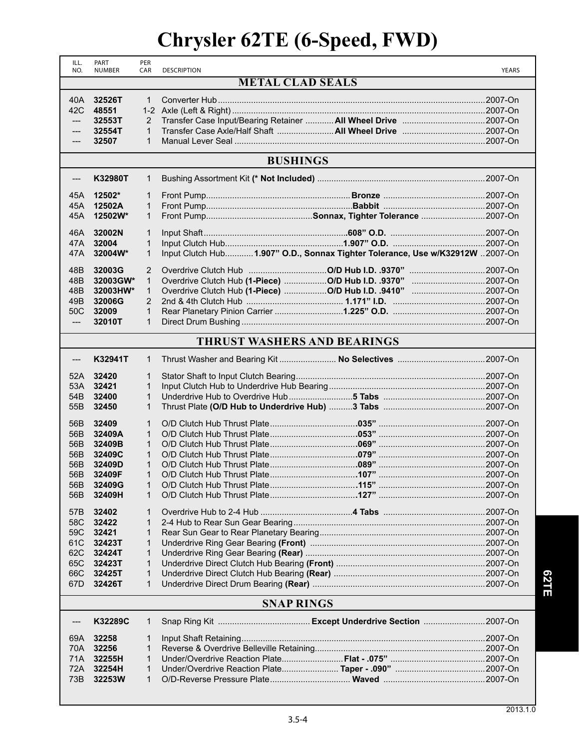# Chrysler 62TE (6-Speed, FWD)

| ILL. NO. | PART NUMBER | PER CAR | DESCRIPTION | | YEARS |
|---|---|---|---|---|---|
| | | | **METAL CLAD SEALS** | | |
| 40A | **32526T** | 1 | Converter Hub | | 2007-On |
| 42C | **48551** | 1-2 | Axle (Left & Right) | | 2007-On |
| --- | **32553T** | 2 | Transfer Case Input/Bearing Retainer | **All Wheel Drive** | 2007-On |
| --- | **32554T** | 1 | Transfer Case Axle/Half Shaft | **All Wheel Drive** | 2007-On |
| --- | **32507** | 1 | Manual Lever Seal | | 2007-On |
| | | | **BUSHINGS** | | |
| --- | **K32980T** | 1 | Bushing Assortment Kit **(* Not Included)** | | 2007-On |
| 45A | **12502*** | 1 | Front Pump | **Bronze** | 2007-On |
| 45A | **12502A** | 1 | Front Pump | **Babbit** | 2007-On |
| 45A | **12502W*** | 1 | Front Pump | **Sonnax, Tighter Tolerance** | 2007-On |
| 46A | **32002N** | 1 | Input Shaft | **.608" O.D.** | 2007-On |
| 47A | **32004** | 1 | Input Clutch Hub | **1.907" O.D.** | 2007-On |
| 47A | **32004W*** | 1 | Input Clutch Hub | **1.907" O.D., Sonnax Tighter Tolerance, Use w/K32912W** | 2007-On |
| 48B | **32003G** | 2 | Overdrive Clutch Hub | **O/D Hub I.D. .9370"** | 2007-On |
| 48B | **32003GW*** | 1 | Overdrive Clutch Hub **(1-Piece)** | **O/D Hub I.D. .9370"** | 2007-On |
| 48B | **32003HW*** | 1 | Overdrive Clutch Hub **(1-Piece)** | **O/D Hub I.D. .9410"** | 2007-On |
| 49B | **32006G** | 2 | 2nd & 4th Clutch Hub | **1.171" I.D.** | 2007-On |
| 50C | **32009** | 1 | Rear Planetary Pinion Carrier | **1.225" O.D.** | 2007-On |
| --- | **32010T** | 1 | Direct Drum Bushing | | 2007-On |
| | | | **THRUST WASHERS AND BEARINGS** | | |
| --- | **K32941T** | 1 | Thrust Washer and Bearing Kit | **No Selectives** | 2007-On |
| 52A | **32420** | 1 | Stator Shaft to Input Clutch Bearing | | 2007-On |
| 53A | **32421** | 1 | Input Clutch Hub to Underdrive Hub Bearing | | 2007-On |
| 54B | **32400** | 1 | Underdrive Hub to Overdrive Hub | **5 Tabs** | 2007-On |
| 55B | **32450** | 1 | Thrust Plate **(O/D Hub to Underdrive Hub)** | **3 Tabs** | 2007-On |
| 56B | **32409** | 1 | O/D Clutch Hub Thrust Plate | **.035"** | 2007-On |
| 56B | **32409A** | 1 | O/D Clutch Hub Thrust Plate | **.053"** | 2007-On |
| 56B | **32409B** | 1 | O/D Clutch Hub Thrust Plate | **.069"** | 2007-On |
| 56B | **32409C** | 1 | O/D Clutch Hub Thrust Plate | **.079"** | 2007-On |
| 56B | **32409D** | 1 | O/D Clutch Hub Thrust Plate | **.089"** | 2007-On |
| 56B | **32409F** | 1 | O/D Clutch Hub Thrust Plate | **.107"** | 2007-On |
| 56B | **32409G** | 1 | O/D Clutch Hub Thrust Plate | **.115"** | 2007-On |
| 56B | **32409H** | 1 | O/D Clutch Hub Thrust Plate | **.127"** | 2007-On |
| 57B | **32402** | 1 | Overdrive Hub to 2-4 Hub | **4 Tabs** | 2007-On |
| 58C | **32422** | 1 | 2-4 Hub to Rear Sun Gear Bearing | | 2007-On |
| 59C | **32421** | 1 | Rear Sun Gear to Rear Planetary Bearing | | 2007-On |
| 61C | **32423T** | 1 | Underdrive Ring Gear Bearing **(Front)** | | 2007-On |
| 62C | **32424T** | 1 | Underdrive Ring Gear Bearing **(Rear)** | | 2007-On |
| 65C | **32423T** | 1 | Underdrive Direct Clutch Hub Bearing **(Front)** | | 2007-On |
| 66C | **32425T** | 1 | Underdrive Direct Clutch Hub Bearing **(Rear)** | | 2007-On |
| 67D | **32426T** | 1 | Underdrive Direct Drum Bearing **(Rear)** | | 2007-On |
| | | | **SNAP RINGS** | | |
| --- | **K32289C** | 1 | Snap Ring Kit | **Except Underdrive Section** | 2007-On |
| 69A | **32258** | 1 | Input Shaft Retaining | | 2007-On |
| 70A | **32256** | 1 | Reverse & Overdrive Belleville Retaining | | 2007-On |
| 71A | **32255H** | 1 | Under/Overdrive Reaction Plate | **Flat - .075"** | 2007-On |
| 72A | **32254H** | 1 | Under/Overdrive Reaction Plate | **Taper - .090"** | 2007-On |
| 73B | **32253W** | 1 | O/D-Reverse Pressure Plate | **Waved** | 2007-On |

2013.1.0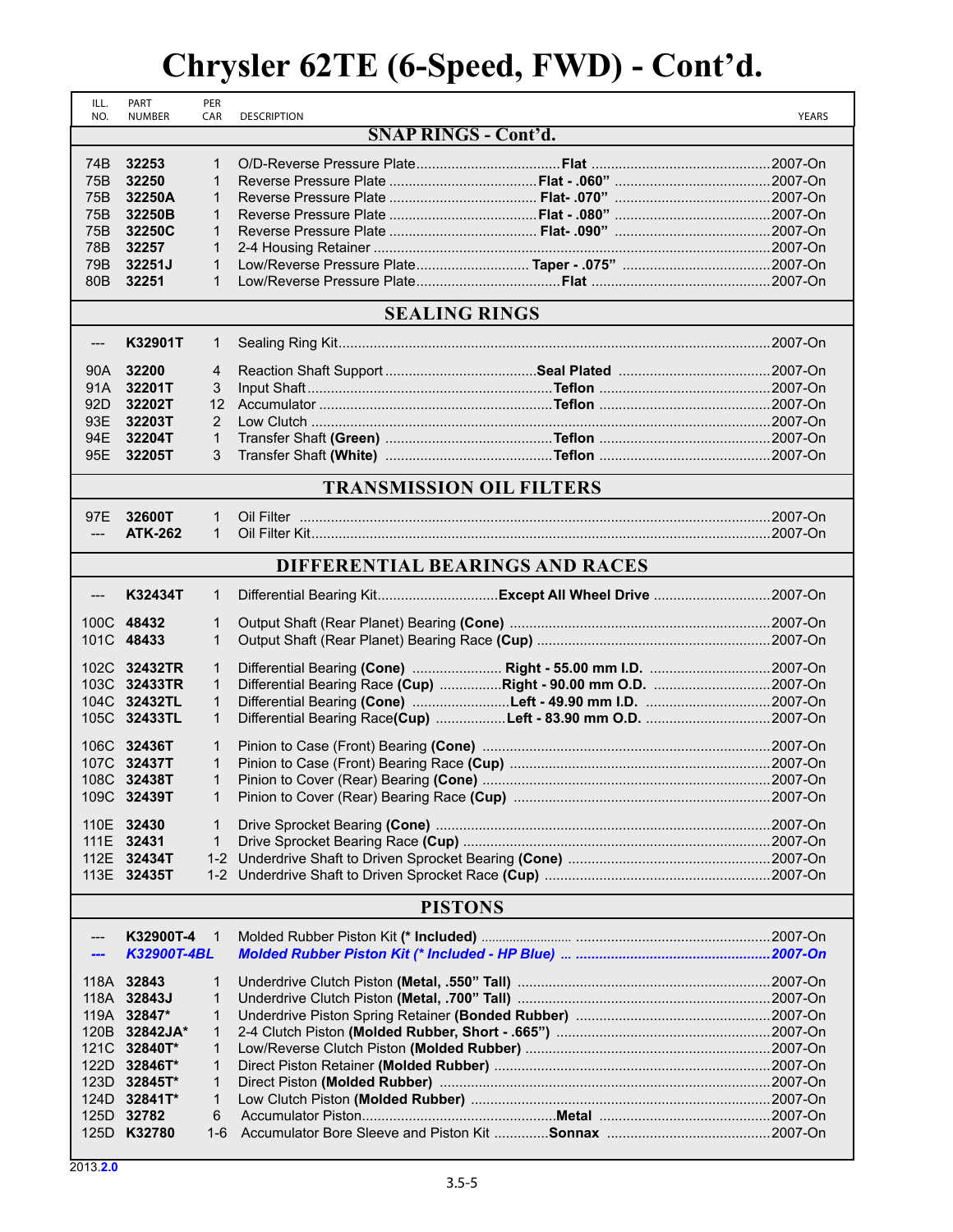# Chrysler 62TE (6-Speed, FWD) - Cont'd.

| ILL. NO. | PART NUMBER | PER CAR | DESCRIPTION | | YEARS |
|---|---|---|---|---|---|
| | | | **SNAP RINGS - Cont'd.** | | |
| 74B | **32253** | 1 | O/D-Reverse Pressure Plate | **Flat** | 2007-On |
| 75B | **32250** | 1 | Reverse Pressure Plate | **Flat - .060"** | 2007-On |
| 75B | **32250A** | 1 | Reverse Pressure Plate | **Flat- .070"** | 2007-On |
| 75B | **32250B** | 1 | Reverse Pressure Plate | **Flat - .080"** | 2007-On |
| 75B | **32250C** | 1 | Reverse Pressure Plate | **Flat- .090"** | 2007-On |
| 78B | **32257** | 1 | 2-4 Housing Retainer | | 2007-On |
| 79B | **32251J** | 1 | Low/Reverse Pressure Plate | **Taper - .075"** | 2007-On |
| 80B | **32251** | 1 | Low/Reverse Pressure Plate | **Flat** | 2007-On |
| | | | **SEALING RINGS** | | |
| --- | **K32901T** | 1 | Sealing Ring Kit | | 2007-On |
| 90A | **32200** | 4 | Reaction Shaft Support | **Seal Plated** | 2007-On |
| 91A | **32201T** | 3 | Input Shaft | **Teflon** | 2007-On |
| 92D | **32202T** | 12 | Accumulator | **Teflon** | 2007-On |
| 93E | **32203T** | 2 | Low Clutch | | 2007-On |
| 94E | **32204T** | 1 | Transfer Shaft **(Green)** | **Teflon** | 2007-On |
| 95E | **32205T** | 3 | Transfer Shaft **(White)** | **Teflon** | 2007-On |
| | | | **TRANSMISSION OIL FILTERS** | | |
| 97E | **32600T** | 1 | Oil Filter | | 2007-On |
| --- | **ATK-262** | 1 | Oil Filter Kit | | 2007-On |
| | | | **DIFFERENTIAL BEARINGS AND RACES** | | |
| --- | **K32434T** | 1 | Differential Bearing Kit | **Except All Wheel Drive** | 2007-On |
| 100C | **48432** | 1 | Output Shaft (Rear Planet) Bearing **(Cone)** | | 2007-On |
| 101C | **48433** | 1 | Output Shaft (Rear Planet) Bearing Race **(Cup)** | | 2007-On |
| 102C | **32432TR** | 1 | Differential Bearing **(Cone)** | **Right - 55.00 mm I.D.** | 2007-On |
| 103C | **32433TR** | 1 | Differential Bearing Race **(Cup)** | **Right - 90.00 mm O.D.** | 2007-On |
| 104C | **32432TL** | 1 | Differential Bearing **(Cone)** | **Left - 49.90 mm I.D.** | 2007-On |
| 105C | **32433TL** | 1 | Differential Bearing Race**(Cup)** | **Left - 83.90 mm O.D.** | 2007-On |
| 106C | **32436T** | 1 | Pinion to Case (Front) Bearing **(Cone)** | | 2007-On |
| 107C | **32437T** | 1 | Pinion to Case (Front) Bearing Race **(Cup)** | | 2007-On |
| 108C | **32438T** | 1 | Pinion to Cover (Rear) Bearing **(Cone)** | | 2007-On |
| 109C | **32439T** | 1 | Pinion to Cover (Rear) Bearing Race **(Cup)** | | 2007-On |
| 110E | **32430** | 1 | Drive Sprocket Bearing **(Cone)** | | 2007-On |
| 111E | **32431** | 1 | Drive Sprocket Bearing Race **(Cup)** | | 2007-On |
| 112E | **32434T** | 1-2 | Underdrive Shaft to Driven Sprocket Bearing **(Cone)** | | 2007-On |
| 113E | **32435T** | 1-2 | Underdrive Shaft to Driven Sprocket Race **(Cup)** | | 2007-On |
| | | | **PISTONS** | | |
| --- | **K32900T-4** | 1 | Molded Rubber Piston Kit **(* Included)** | | 2007-On |
| ***---*** | ***K32900T-4BL*** | | ***Molded Rubber Piston Kit (* Included - HP Blue)*** | | ***2007-On*** |
| 118A | **32843** | 1 | Underdrive Clutch Piston **(Metal, .550" Tall)** | | 2007-On |
| 118A | **32843J** | 1 | Underdrive Clutch Piston **(Metal, .700" Tall)** | | 2007-On |
| 119A | **32847*** | 1 | Underdrive Piston Spring Retainer **(Bonded Rubber)** | | 2007-On |
| 120B | **32842JA*** | 1 | 2-4 Clutch Piston **(Molded Rubber, Short - .665")** | | 2007-On |
| 121C | **32840T*** | 1 | Low/Reverse Clutch Piston **(Molded Rubber)** | | 2007-On |
| 122D | **32846T*** | 1 | Direct Piston Retainer **(Molded Rubber)** | | 2007-On |
| 123D | **32845T*** | 1 | Direct Piston **(Molded Rubber)** | | 2007-On |
| 124D | **32841T*** | 1 | Low Clutch Piston **(Molded Rubber)** | | 2007-On |
| 125D | **32782** | 6 | Accumulator Piston | **Metal** | 2007-On |
| 125D | **K32780** | 1-6 | Accumulator Bore Sleeve and Piston Kit | **Sonnax** | 2007-On |

2013.**2.0**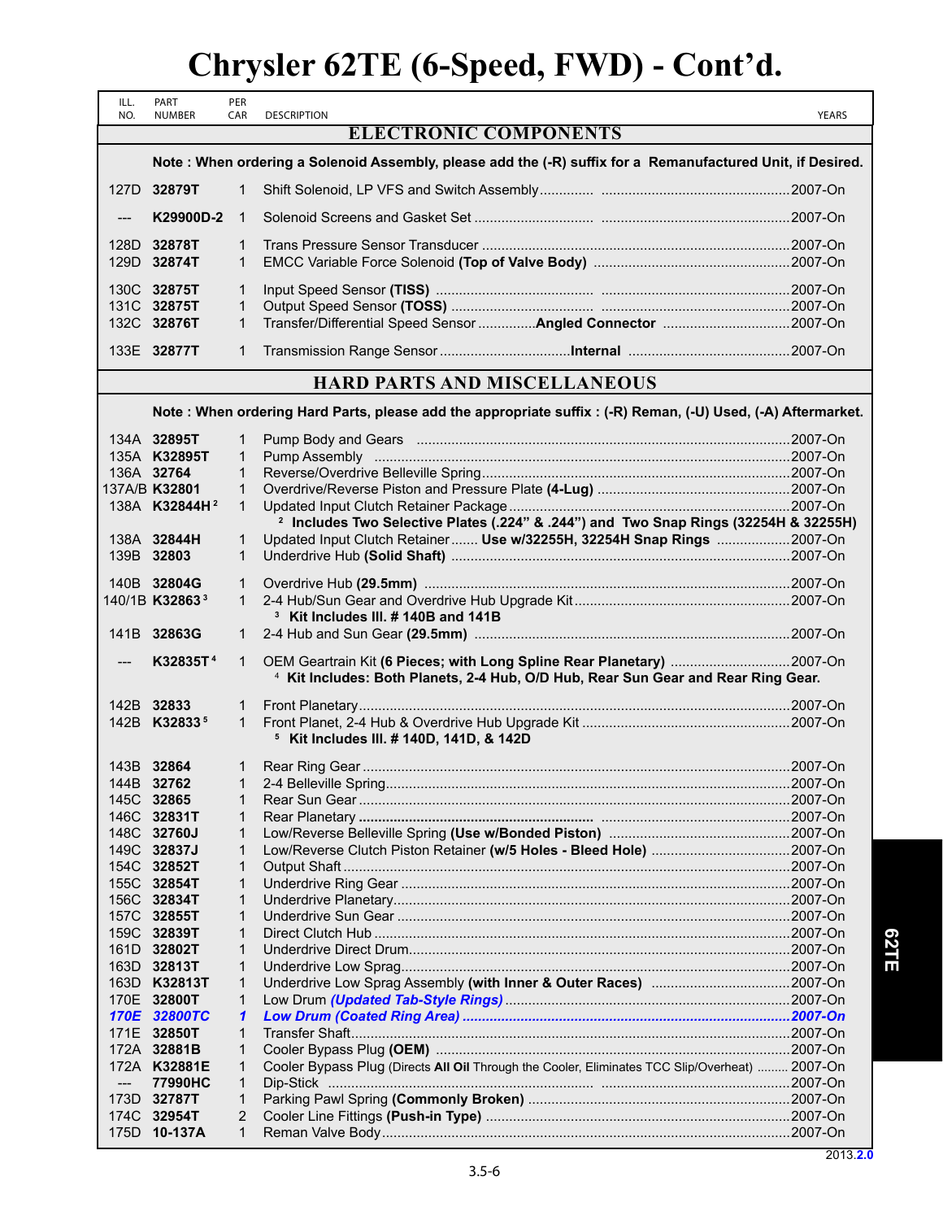# Chrysler 62TE (6-Speed, FWD) - Cont'd.

| ILL. NO. | PART NUMBER | PER CAR | DESCRIPTION | YEARS |
|---|---|---|---|---|
| | | | **ELECTRONIC COMPONENTS** | |
| | | | **Note : When ordering a Solenoid Assembly, please add the (-R) suffix for a Remanufactured Unit, if Desired.** | |
| 127D | **32879T** | 1 | Shift Solenoid, LP VFS and Switch Assembly | 2007-On |
| --- | **K29900D-2** | 1 | Solenoid Screens and Gasket Set | 2007-On |
| 128D | **32878T** | 1 | Trans Pressure Sensor Transducer | 2007-On |
| 129D | **32874T** | 1 | EMCC Variable Force Solenoid **(Top of Valve Body)** | 2007-On |
| 130C | **32875T** | 1 | Input Speed Sensor **(TISS)** | 2007-On |
| 131C | **32875T** | 1 | Output Speed Sensor **(TOSS)** | 2007-On |
| 132C | **32876T** | 1 | Transfer/Differential Speed Sensor **Angled Connector** | 2007-On |
| 133E | **32877T** | 1 | Transmission Range Sensor **Internal** | 2007-On |
| | | | **HARD PARTS AND MISCELLANEOUS** | |
| | | | **Note : When ordering Hard Parts, please add the appropriate suffix : (-R) Reman, (-U) Used, (-A) Aftermarket.** | |
| 134A | **32895T** | 1 | Pump Body and Gears | 2007-On |
| 135A | **K32895T** | 1 | Pump Assembly | 2007-On |
| 136A | **32764** | 1 | Reverse/Overdrive Belleville Spring | 2007-On |
| 137A/B | **K32801** | 1 | Overdrive/Reverse Piston and Pressure Plate **(4-Lug)** | 2007-On |
| 138A | **K32844H**[2] | 1 | Updated Input Clutch Retainer Package | 2007-On |
| | | | [2] **Includes Two Selective Plates (.224" & .244") and Two Snap Rings (32254H & 32255H)** | |
| 138A | **32844H** | 1 | Updated Input Clutch Retainer **Use w/32255H, 32254H Snap Rings** | 2007-On |
| 139B | **32803** | 1 | Underdrive Hub **(Solid Shaft)** | 2007-On |
| 140B | **32804G** | 1 | Overdrive Hub **(29.5mm)** | 2007-On |
| 140/1B | **K32863**[3] | 1 | 2-4 Hub/Sun Gear and Overdrive Hub Upgrade Kit | 2007-On |
| | | | [3] **Kit Includes Ill. # 140B and 141B** | |
| 141B | **32863G** | 1 | 2-4 Hub and Sun Gear **(29.5mm)** | 2007-On |
| --- | **K32835T**[4] | 1 | OEM Geartrain Kit **(6 Pieces; with Long Spline Rear Planetary)** | 2007-On |
| | | | [4] **Kit Includes: Both Planets, 2-4 Hub, O/D Hub, Rear Sun Gear and Rear Ring Gear.** | |
| 142B | **32833** | 1 | Front Planetary | 2007-On |
| 142B | **K32833**[5] | 1 | Front Planet, 2-4 Hub & Overdrive Hub Upgrade Kit | 2007-On |
| | | | [5] **Kit Includes Ill. # 140D, 141D, & 142D** | |
| 143B | **32864** | 1 | Rear Ring Gear | 2007-On |
| 144B | **32762** | 1 | 2-4 Belleville Spring | 2007-On |
| 145C | **32865** | 1 | Rear Sun Gear | 2007-On |
| 146C | **32831T** | 1 | Rear Planetary | 2007-On |
| 148C | **32760J** | 1 | Low/Reverse Belleville Spring **(Use w/Bonded Piston)** | 2007-On |
| 149C | **32837J** | 1 | Low/Reverse Clutch Piston Retainer **(w/5 Holes - Bleed Hole)** | 2007-On |
| 154C | **32852T** | 1 | Output Shaft | 2007-On |
| 155C | **32854T** | 1 | Underdrive Ring Gear | 2007-On |
| 156C | **32834T** | 1 | Underdrive Planetary | 2007-On |
| 157C | **32855T** | 1 | Underdrive Sun Gear | 2007-On |
| 159C | **32839T** | 1 | Direct Clutch Hub | 2007-On |
| 161D | **32802T** | 1 | Underdrive Direct Drum | 2007-On |
| 163D | **32813T** | 1 | Underdrive Low Sprag | 2007-On |
| 163D | **K32813T** | 1 | Underdrive Low Sprag Assembly **(with Inner & Outer Races)** | 2007-On |
| 170E | **32800T** | 1 | Low Drum ***(Updated Tab-Style Rings)*** | 2007-On |
| ***170E*** | ***32800TC*** | ***1*** | ***Low Drum (Coated Ring Area)*** | ***2007-On*** |
| 171E | **32850T** | 1 | Transfer Shaft | 2007-On |
| 172A | **32881B** | 1 | Cooler Bypass Plug **(OEM)** | 2007-On |
| 172A | **K32881E** | 1 | Cooler Bypass Plug (Directs **All Oil** Through the Cooler, Eliminates TCC Slip/Overheat) | 2007-On |
| --- | **77990HC** | 1 | Dip-Stick | 2007-On |
| 173D | **32787T** | 1 | Parking Pawl Spring **(Commonly Broken)** | 2007-On |
| 174C | **32954T** | 2 | Cooler Line Fittings **(Push-in Type)** | 2007-On |
| 175D | **10-137A** | 1 | Reman Valve Body | 2007-On |

2013.2.0